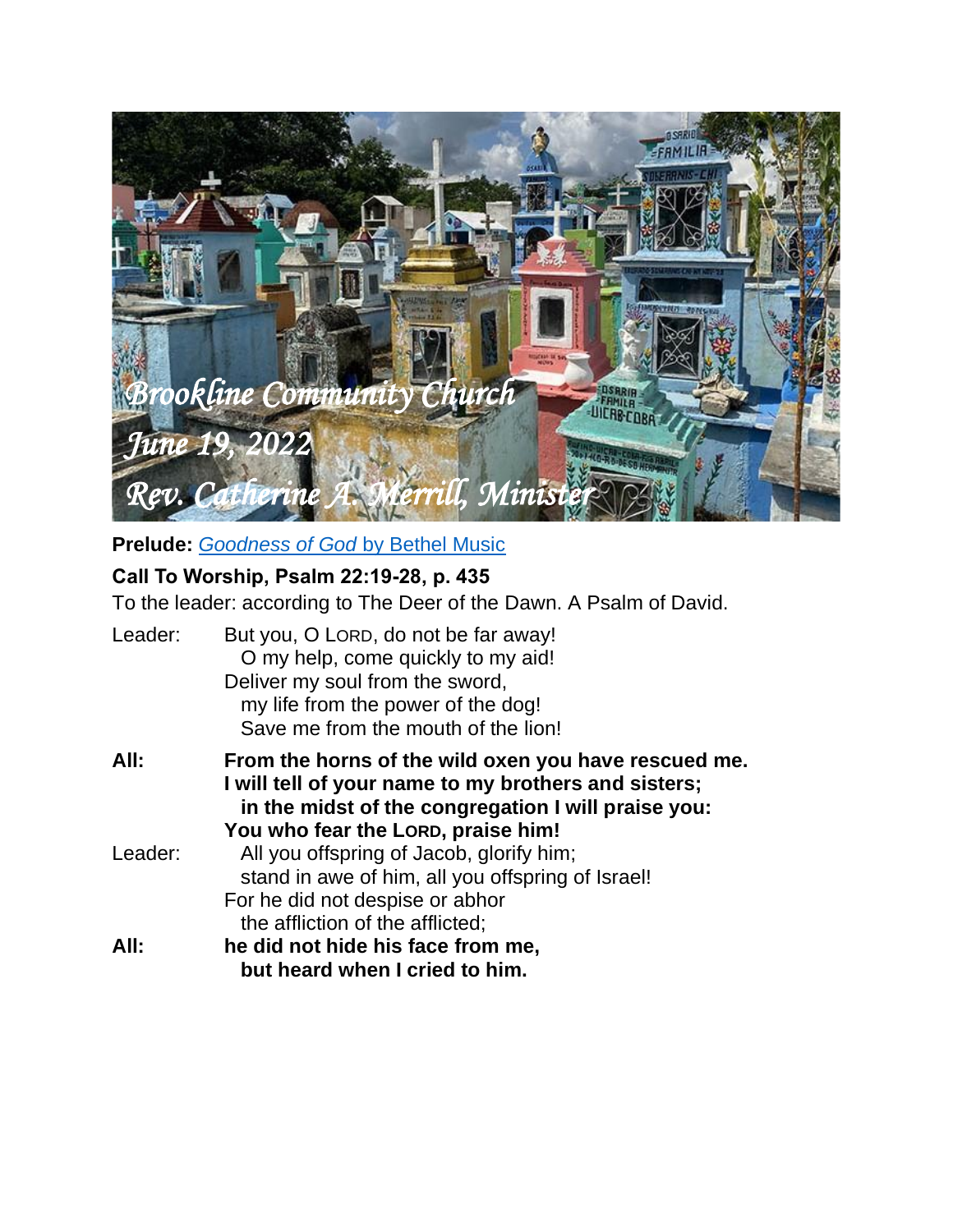*Brookline Community Church*

*June 19, 2022*

*Rev. Catherine A. Merrill, Minister*

**Prelude:** *Goodness of God* by Bethel Music

**Call To Worship, Psalm 22:19-28, p. 435**

To the leader: according to The Deer of the Dawn. A Psalm of David.

Leader: But you, O LORD, do not be far away!
  O my help, come quickly to my aid!
Deliver my soul from the sword,
  my life from the power of the dog!
  Save me from the mouth of the lion!

**All: From the horns of the wild oxen you have rescued me.**
**I will tell of your name to my brothers and sisters;**
  **in the midst of the congregation I will praise you:**
**You who fear the LORD, praise him!**

Leader: All you offspring of Jacob, glorify him;
  stand in awe of him, all you offspring of Israel!
For he did not despise or abhor
  the affliction of the afflicted;

**All: he did not hide his face from me,**
  **but heard when I cried to him.**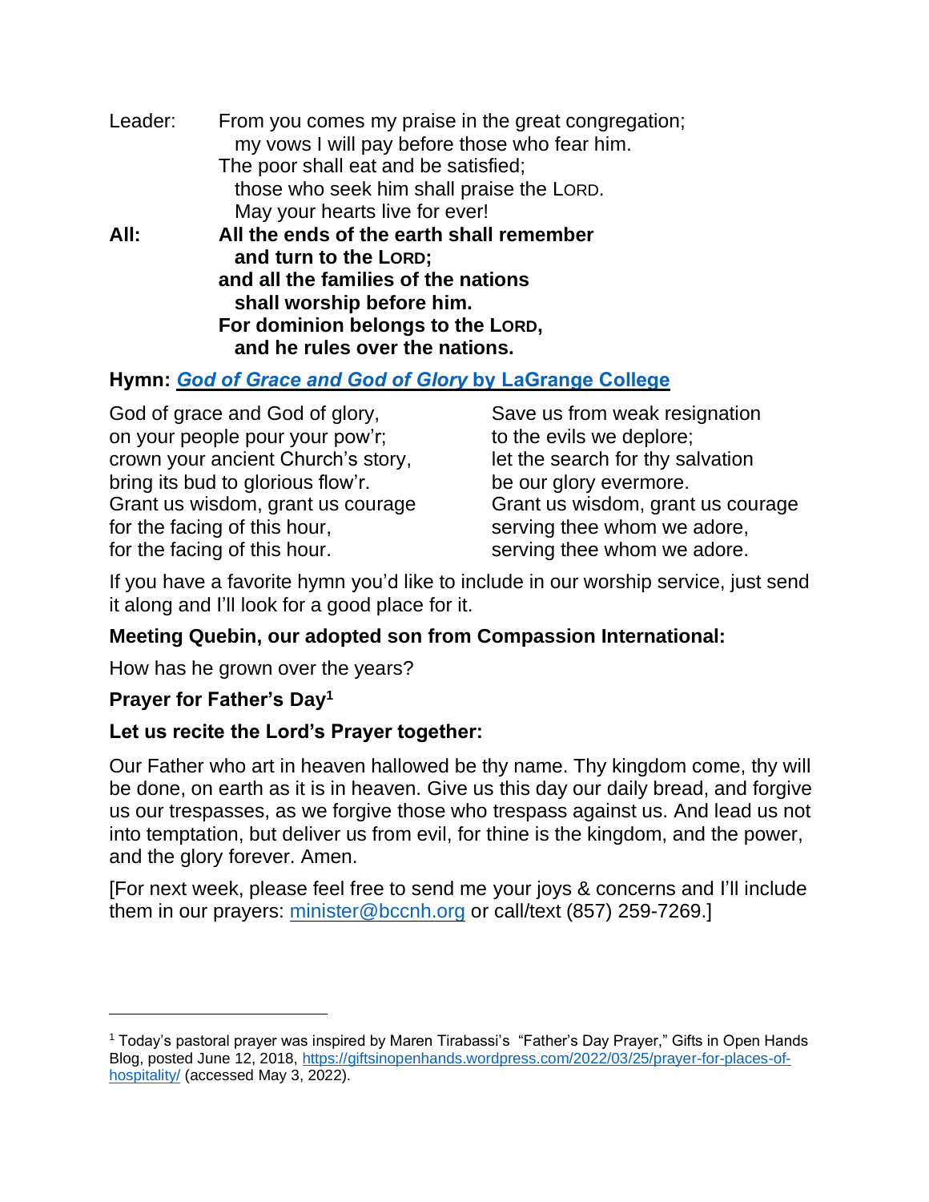Leader: From you comes my praise in the great congregation;
  my vows I will pay before those who fear him.
The poor shall eat and be satisfied;
  those who seek him shall praise the LORD.
  May your hearts live for ever!

**All: All the ends of the earth shall remember**
  **and turn to the LORD;**
**and all the families of the nations**
  **shall worship before him.**
**For dominion belongs to the LORD,**
  **and he rules over the nations.**

**Hymn: [*God of Grace and God of Glory* by LaGrange College]()**

God of grace and God of glory,
on your people pour your pow'r;
crown your ancient Church's story,
bring its bud to glorious flow'r.
Grant us wisdom, grant us courage
for the facing of this hour,
for the facing of this hour.

Save us from weak resignation
to the evils we deplore;
let the search for thy salvation
be our glory evermore.
Grant us wisdom, grant us courage
serving thee whom we adore,
serving thee whom we adore.

If you have a favorite hymn you'd like to include in our worship service, just send it along and I'll look for a good place for it.

**Meeting Quebin, our adopted son from Compassion International:**

How has he grown over the years?

**Prayer for Father's Day[1]**

**Let us recite the Lord's Prayer together:**

Our Father who art in heaven hallowed be thy name. Thy kingdom come, thy will be done, on earth as it is in heaven. Give us this day our daily bread, and forgive us our trespasses, as we forgive those who trespass against us. And lead us not into temptation, but deliver us from evil, for thine is the kingdom, and the power, and the glory forever. Amen.

[For next week, please feel free to send me your joys & concerns and I'll include them in our prayers: [minister@bccnh.org](mailto:minister@bccnh.org) or call/text (857) 259-7269.]

---

[1] Today's pastoral prayer was inspired by Maren Tirabassi's "Father's Day Prayer," Gifts in Open Hands Blog, posted June 12, 2018, [https://giftsinopenhands.wordpress.com/2022/03/25/prayer-for-places-of-hospitality/](https://giftsinopenhands.wordpress.com/2022/03/25/prayer-for-places-of-hospitality/) (accessed May 3, 2022).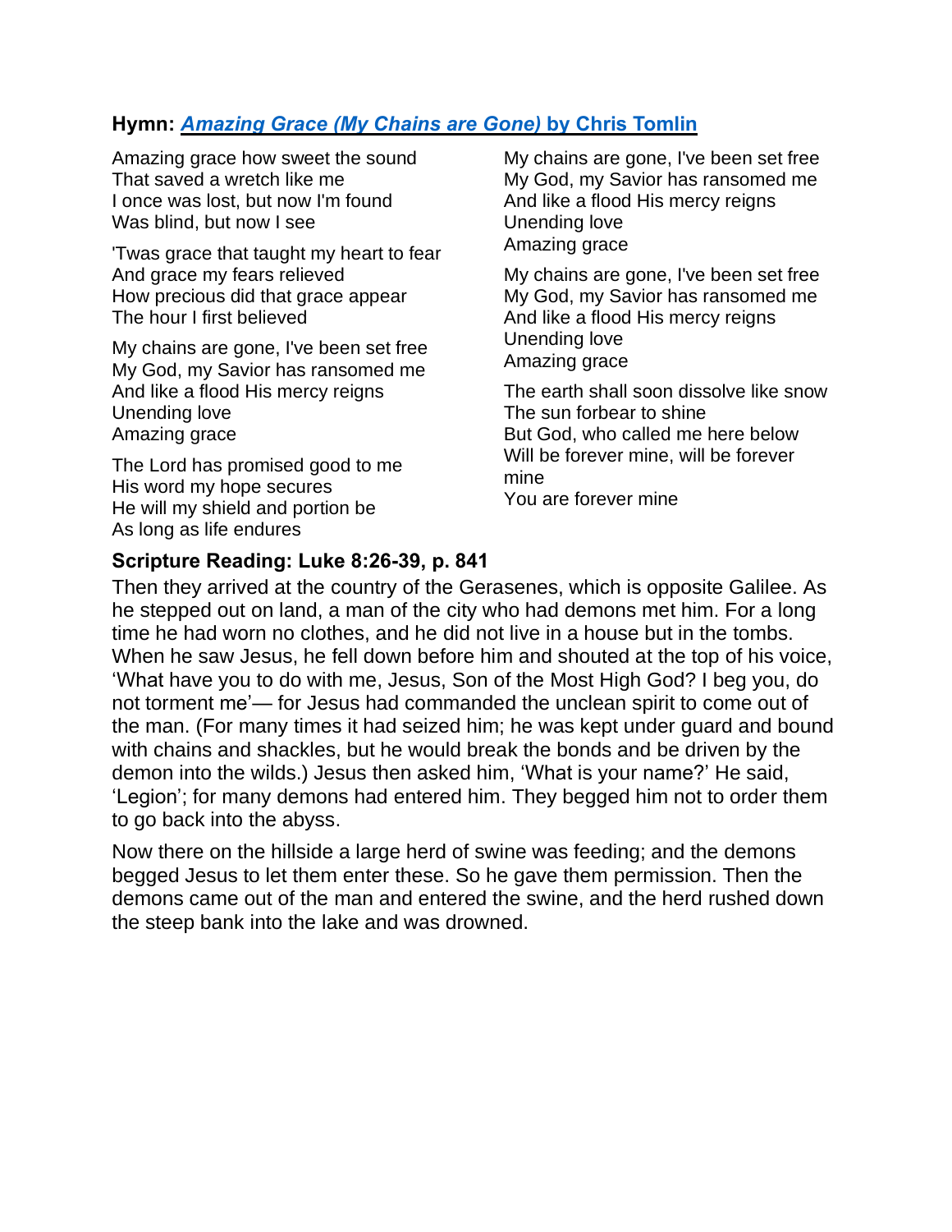### Hymn: *Amazing Grace (My Chains are Gone)* by Chris Tomlin

Amazing grace how sweet the sound
That saved a wretch like me
I once was lost, but now I'm found
Was blind, but now I see

'Twas grace that taught my heart to fear
And grace my fears relieved
How precious did that grace appear
The hour I first believed

My chains are gone, I've been set free
My God, my Savior has ransomed me
And like a flood His mercy reigns
Unending love
Amazing grace

The Lord has promised good to me
His word my hope secures
He will my shield and portion be
As long as life endures

My chains are gone, I've been set free
My God, my Savior has ransomed me
And like a flood His mercy reigns
Unending love
Amazing grace

My chains are gone, I've been set free
My God, my Savior has ransomed me
And like a flood His mercy reigns
Unending love
Amazing grace

The earth shall soon dissolve like snow
The sun forbear to shine
But God, who called me here below
Will be forever mine, will be forever mine
You are forever mine

### Scripture Reading: Luke 8:26-39, p. 841

Then they arrived at the country of the Gerasenes, which is opposite Galilee. As he stepped out on land, a man of the city who had demons met him. For a long time he had worn no clothes, and he did not live in a house but in the tombs. When he saw Jesus, he fell down before him and shouted at the top of his voice, 'What have you to do with me, Jesus, Son of the Most High God? I beg you, do not torment me'— for Jesus had commanded the unclean spirit to come out of the man. (For many times it had seized him; he was kept under guard and bound with chains and shackles, but he would break the bonds and be driven by the demon into the wilds.) Jesus then asked him, 'What is your name?' He said, 'Legion'; for many demons had entered him. They begged him not to order them to go back into the abyss.

Now there on the hillside a large herd of swine was feeding; and the demons begged Jesus to let them enter these. So he gave them permission. Then the demons came out of the man and entered the swine, and the herd rushed down the steep bank into the lake and was drowned.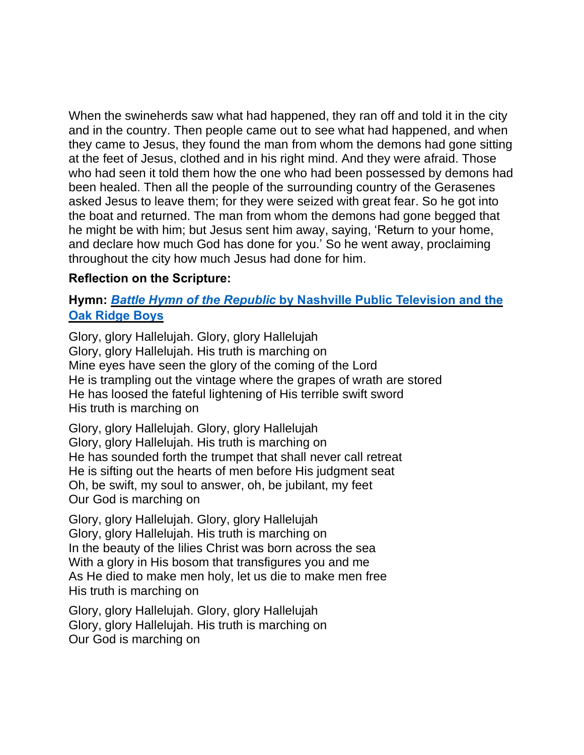When the swineherds saw what had happened, they ran off and told it in the city and in the country. Then people came out to see what had happened, and when they came to Jesus, they found the man from whom the demons had gone sitting at the feet of Jesus, clothed and in his right mind. And they were afraid. Those who had seen it told them how the one who had been possessed by demons had been healed. Then all the people of the surrounding country of the Gerasenes asked Jesus to leave them; for they were seized with great fear. So he got into the boat and returned. The man from whom the demons had gone begged that he might be with him; but Jesus sent him away, saying, 'Return to your home, and declare how much God has done for you.' So he went away, proclaiming throughout the city how much Jesus had done for him.

**Reflection on the Scripture:**

**Hymn: *Battle Hymn of the Republic* by Nashville Public Television and the Oak Ridge Boys**

Glory, glory Hallelujah. Glory, glory Hallelujah
Glory, glory Hallelujah. His truth is marching on
Mine eyes have seen the glory of the coming of the Lord
He is trampling out the vintage where the grapes of wrath are stored
He has loosed the fateful lightening of His terrible swift sword
His truth is marching on

Glory, glory Hallelujah. Glory, glory Hallelujah
Glory, glory Hallelujah. His truth is marching on
He has sounded forth the trumpet that shall never call retreat
He is sifting out the hearts of men before His judgment seat
Oh, be swift, my soul to answer, oh, be jubilant, my feet
Our God is marching on

Glory, glory Hallelujah. Glory, glory Hallelujah
Glory, glory Hallelujah. His truth is marching on
In the beauty of the lilies Christ was born across the sea
With a glory in His bosom that transfigures you and me
As He died to make men holy, let us die to make men free
His truth is marching on

Glory, glory Hallelujah. Glory, glory Hallelujah
Glory, glory Hallelujah. His truth is marching on
Our God is marching on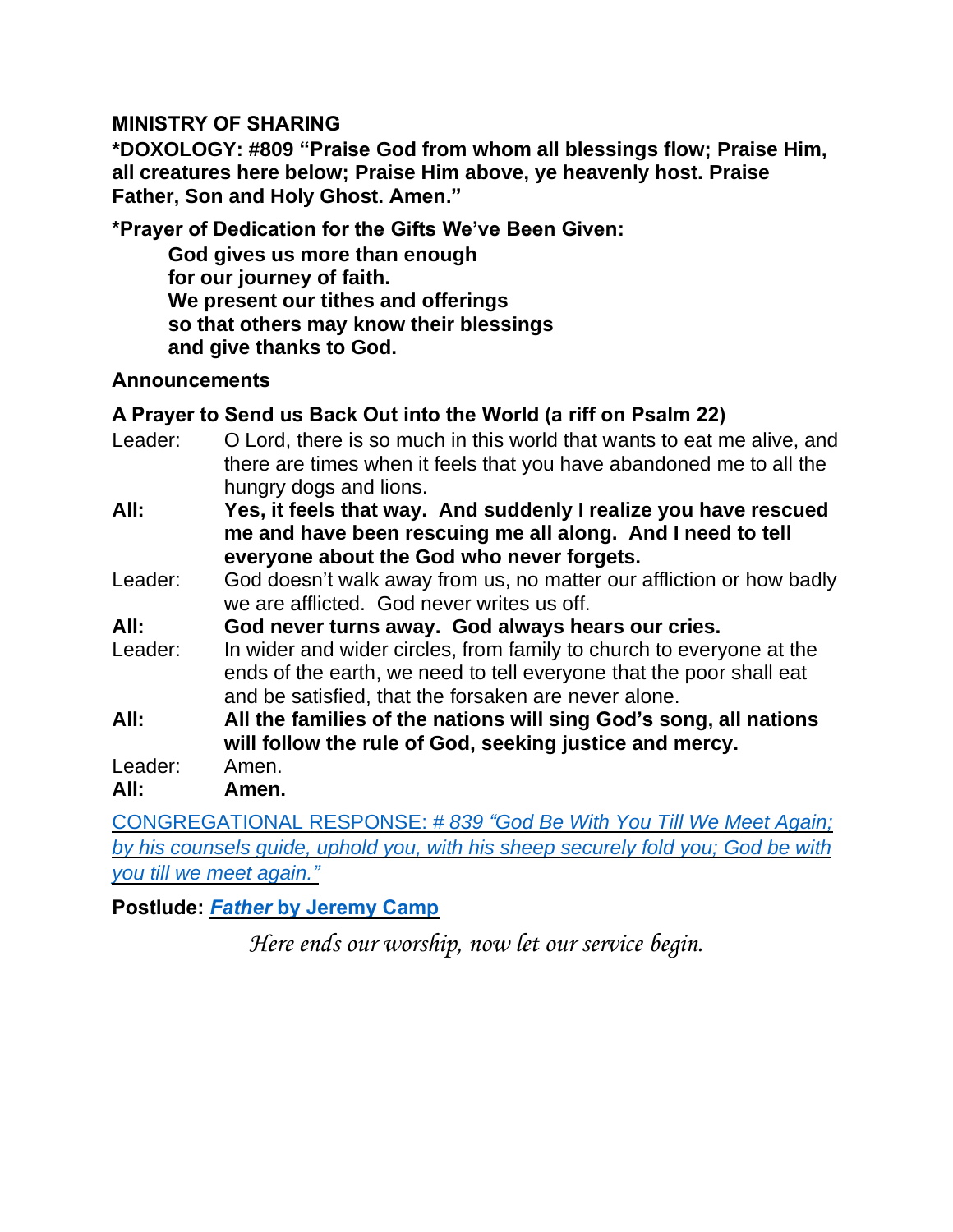**MINISTRY OF SHARING**

**\*DOXOLOGY: #809 "Praise God from whom all blessings flow; Praise Him, all creatures here below; Praise Him above, ye heavenly host. Praise Father, Son and Holy Ghost. Amen."**

**\*Prayer of Dedication for the Gifts We've Been Given:**

> **God gives us more than enough**
> **for our journey of faith.**
> **We present our tithes and offerings**
> **so that others may know their blessings**
> **and give thanks to God.**

**Announcements**

**A Prayer to Send us Back Out into the World (a riff on Psalm 22)**

Leader: O Lord, there is so much in this world that wants to eat me alive, and there are times when it feels that you have abandoned me to all the hungry dogs and lions.

**All: Yes, it feels that way. And suddenly I realize you have rescued me and have been rescuing me all along. And I need to tell everyone about the God who never forgets.**

Leader: God doesn't walk away from us, no matter our affliction or how badly we are afflicted. God never writes us off.

**All: God never turns away. God always hears our cries.**

Leader: In wider and wider circles, from family to church to everyone at the ends of the earth, we need to tell everyone that the poor shall eat and be satisfied, that the forsaken are never alone.

**All: All the families of the nations will sing God's song, all nations will follow the rule of God, seeking justice and mercy.**

Leader: Amen.

**All: Amen.**

CONGREGATIONAL RESPONSE: # 839 *"God Be With You Till We Meet Again; by his counsels guide, uphold you, with his sheep securely fold you; God be with you till we meet again."*

**Postlude: *Father* by Jeremy Camp**

*Here ends our worship, now let our service begin.*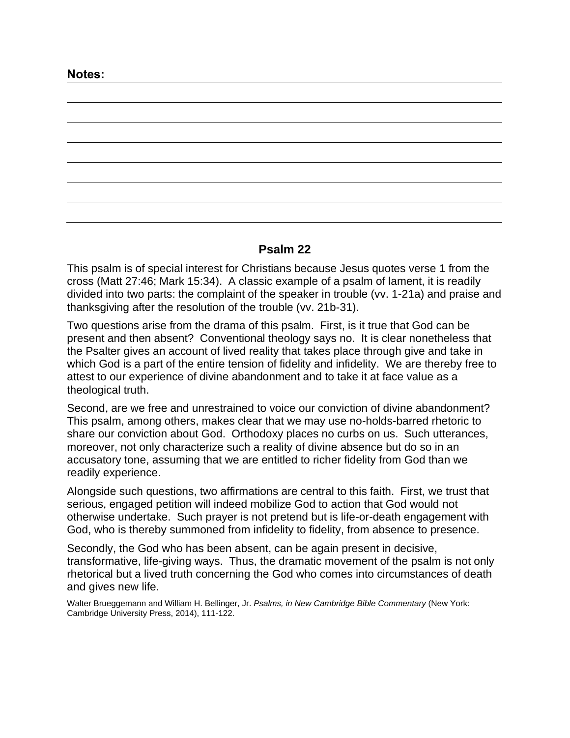**Notes:**

## Psalm 22

This psalm is of special interest for Christians because Jesus quotes verse 1 from the cross (Matt 27:46; Mark 15:34). A classic example of a psalm of lament, it is readily divided into two parts: the complaint of the speaker in trouble (vv. 1-21a) and praise and thanksgiving after the resolution of the trouble (vv. 21b-31).

Two questions arise from the drama of this psalm. First, is it true that God can be present and then absent? Conventional theology says no. It is clear nonetheless that the Psalter gives an account of lived reality that takes place through give and take in which God is a part of the entire tension of fidelity and infidelity. We are thereby free to attest to our experience of divine abandonment and to take it at face value as a theological truth.

Second, are we free and unrestrained to voice our conviction of divine abandonment? This psalm, among others, makes clear that we may use no-holds-barred rhetoric to share our conviction about God. Orthodoxy places no curbs on us. Such utterances, moreover, not only characterize such a reality of divine absence but do so in an accusatory tone, assuming that we are entitled to richer fidelity from God than we readily experience.

Alongside such questions, two affirmations are central to this faith. First, we trust that serious, engaged petition will indeed mobilize God to action that God would not otherwise undertake. Such prayer is not pretend but is life-or-death engagement with God, who is thereby summoned from infidelity to fidelity, from absence to presence.

Secondly, the God who has been absent, can be again present in decisive, transformative, life-giving ways. Thus, the dramatic movement of the psalm is not only rhetorical but a lived truth concerning the God who comes into circumstances of death and gives new life.

Walter Brueggemann and William H. Bellinger, Jr. *Psalms, in New Cambridge Bible Commentary* (New York: Cambridge University Press, 2014), 111-122.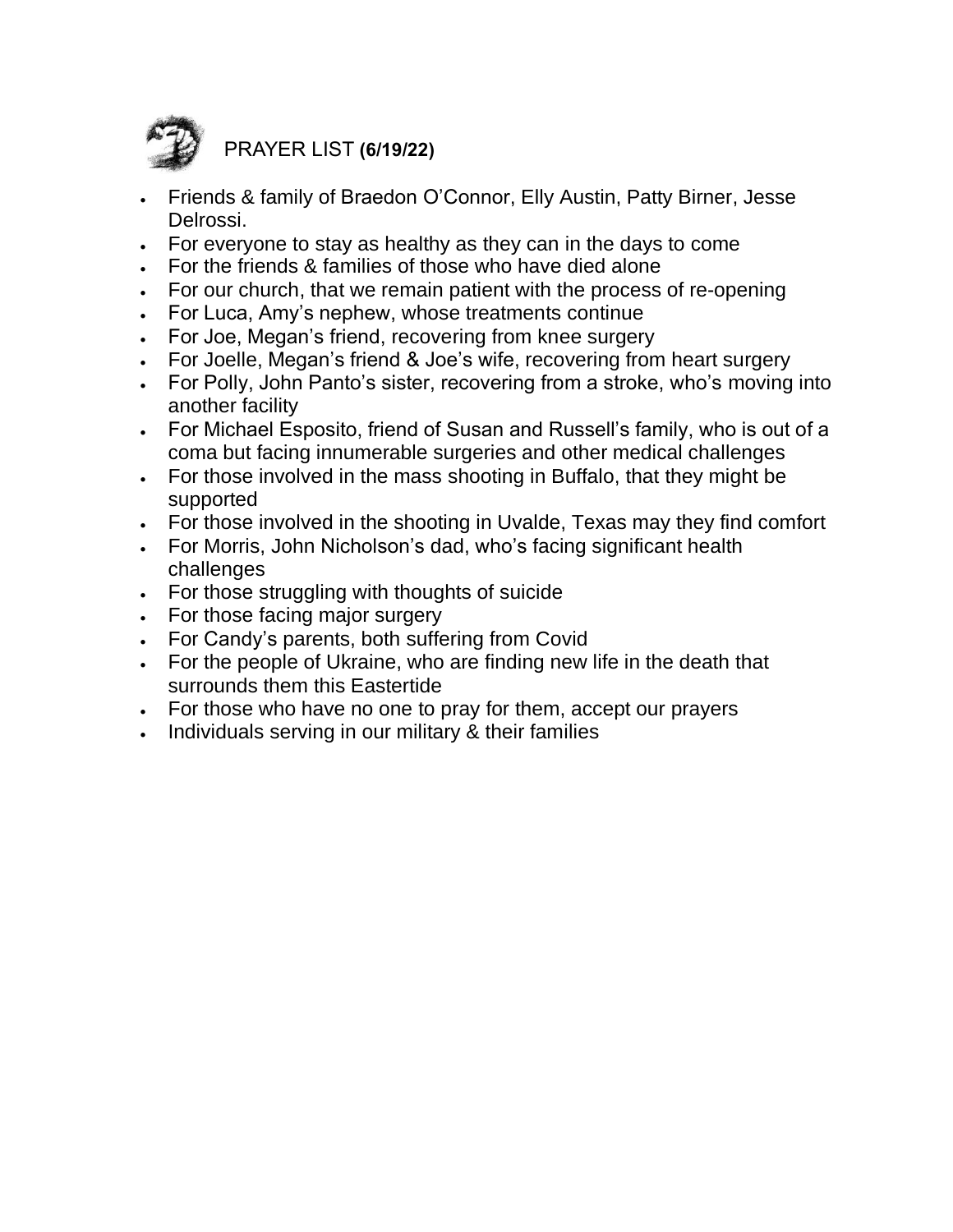## PRAYER LIST **(6/19/22)**

- Friends & family of Braedon O'Connor, Elly Austin, Patty Birner, Jesse Delrossi.
- For everyone to stay as healthy as they can in the days to come
- For the friends & families of those who have died alone
- For our church, that we remain patient with the process of re-opening
- For Luca, Amy's nephew, whose treatments continue
- For Joe, Megan's friend, recovering from knee surgery
- For Joelle, Megan's friend & Joe's wife, recovering from heart surgery
- For Polly, John Panto's sister, recovering from a stroke, who's moving into another facility
- For Michael Esposito, friend of Susan and Russell's family, who is out of a coma but facing innumerable surgeries and other medical challenges
- For those involved in the mass shooting in Buffalo, that they might be supported
- For those involved in the shooting in Uvalde, Texas may they find comfort
- For Morris, John Nicholson's dad, who's facing significant health challenges
- For those struggling with thoughts of suicide
- For those facing major surgery
- For Candy's parents, both suffering from Covid
- For the people of Ukraine, who are finding new life in the death that surrounds them this Eastertide
- For those who have no one to pray for them, accept our prayers
- Individuals serving in our military & their families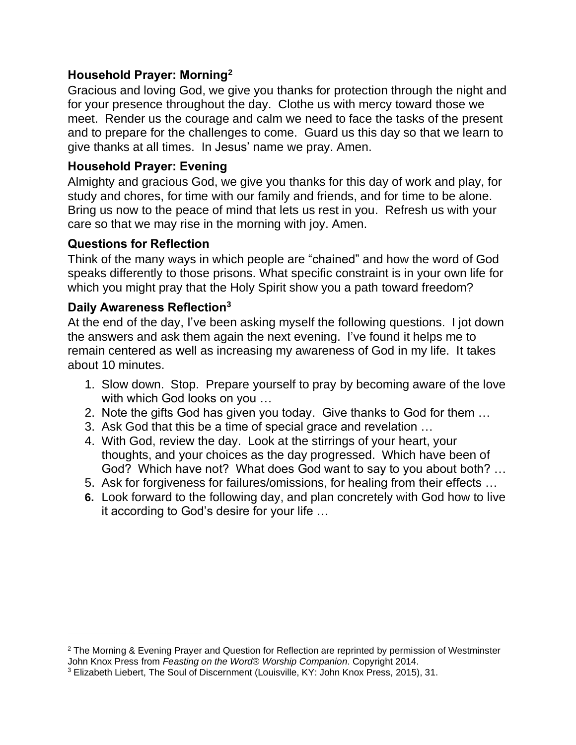### Household Prayer: Morning[2]

Gracious and loving God, we give you thanks for protection through the night and for your presence throughout the day. Clothe us with mercy toward those we meet. Render us the courage and calm we need to face the tasks of the present and to prepare for the challenges to come. Guard us this day so that we learn to give thanks at all times. In Jesus' name we pray. Amen.

### Household Prayer: Evening

Almighty and gracious God, we give you thanks for this day of work and play, for study and chores, for time with our family and friends, and for time to be alone. Bring us now to the peace of mind that lets us rest in you. Refresh us with your care so that we may rise in the morning with joy. Amen.

### Questions for Reflection

Think of the many ways in which people are "chained" and how the word of God speaks differently to those prisons. What specific constraint is in your own life for which you might pray that the Holy Spirit show you a path toward freedom?

### Daily Awareness Reflection[3]

At the end of the day, I've been asking myself the following questions. I jot down the answers and ask them again the next evening. I've found it helps me to remain centered as well as increasing my awareness of God in my life. It takes about 10 minutes.

1. Slow down. Stop. Prepare yourself to pray by becoming aware of the love with which God looks on you …
2. Note the gifts God has given you today. Give thanks to God for them …
3. Ask God that this be a time of special grace and revelation …
4. With God, review the day. Look at the stirrings of your heart, your thoughts, and your choices as the day progressed. Which have been of God? Which have not? What does God want to say to you about both? …
5. Ask for forgiveness for failures/omissions, for healing from their effects …
6. Look forward to the following day, and plan concretely with God how to live it according to God's desire for your life …

---

[2] The Morning & Evening Prayer and Question for Reflection are reprinted by permission of Westminster John Knox Press from *Feasting on the Word® Worship Companion*. Copyright 2014.

[3] Elizabeth Liebert, The Soul of Discernment (Louisville, KY: John Knox Press, 2015), 31.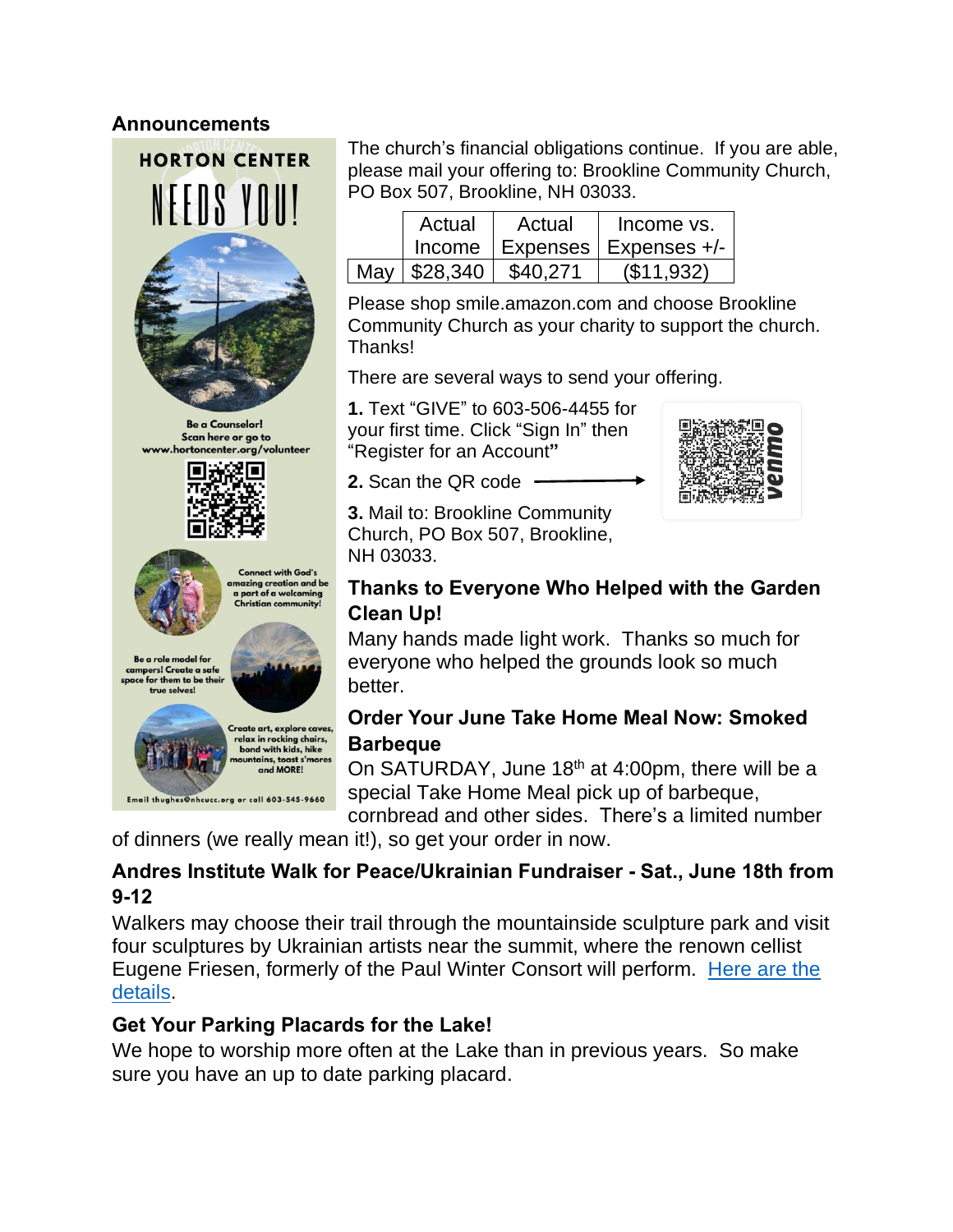## Announcements

HORTON CENTER

NEEDS YOU!

Be a Counselor! Scan here or go to www.hortoncenter.org/volunteer

Connect with God's amazing creation and be a part of a welcoming Christian community!

Be a role model for campers! Create a safe space for them to be their true selves!

Create art, explore caves, relax in rocking chairs, bond with kids, hike mountains, toast s'mores and MORE!

Email thughes@nhcucc.org or call 603-545-9660

The church's financial obligations continue. If you are able, please mail your offering to: Brookline Community Church, PO Box 507, Brookline, NH 03033.

| | Actual Income | Actual Expenses | Income vs. Expenses +/- |
|---|---|---|---|
| May | $28,340 | $40,271 | ($11,932) |

Please shop smile.amazon.com and choose Brookline Community Church as your charity to support the church. Thanks!

There are several ways to send your offering.

**1.** Text "GIVE" to 603-506-4455 for your first time. Click "Sign In" then "Register for an Account"

**2.** Scan the QR code ⟶ venmo

**3.** Mail to: Brookline Community Church, PO Box 507, Brookline, NH 03033.

### Thanks to Everyone Who Helped with the Garden Clean Up!

Many hands made light work. Thanks so much for everyone who helped the grounds look so much better.

### Order Your June Take Home Meal Now: Smoked Barbeque

On SATURDAY, June 18th at 4:00pm, there will be a special Take Home Meal pick up of barbeque, cornbread and other sides. There's a limited number of dinners (we really mean it!), so get your order in now.

### Andres Institute Walk for Peace/Ukrainian Fundraiser - Sat., June 18th from 9-12

Walkers may choose their trail through the mountainside sculpture park and visit four sculptures by Ukrainian artists near the summit, where the renown cellist Eugene Friesen, formerly of the Paul Winter Consort will perform. Here are the details.

### Get Your Parking Placards for the Lake!

We hope to worship more often at the Lake than in previous years. So make sure you have an up to date parking placard.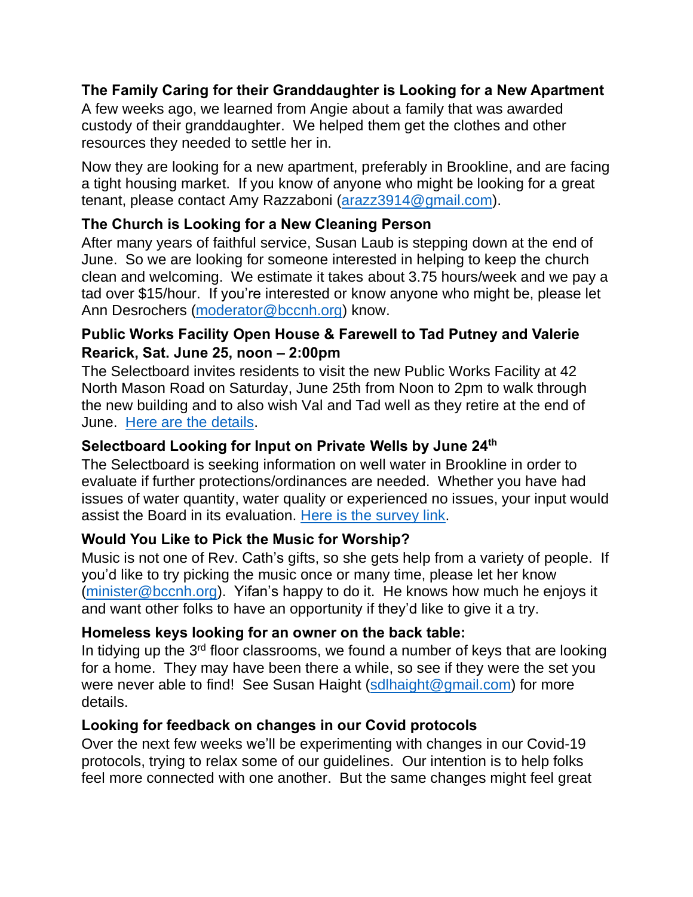**The Family Caring for their Granddaughter is Looking for a New Apartment**
A few weeks ago, we learned from Angie about a family that was awarded custody of their granddaughter. We helped them get the clothes and other resources they needed to settle her in.

Now they are looking for a new apartment, preferably in Brookline, and are facing a tight housing market. If you know of anyone who might be looking for a great tenant, please contact Amy Razzaboni (arazz3914@gmail.com).

**The Church is Looking for a New Cleaning Person**
After many years of faithful service, Susan Laub is stepping down at the end of June. So we are looking for someone interested in helping to keep the church clean and welcoming. We estimate it takes about 3.75 hours/week and we pay a tad over $15/hour. If you're interested or know anyone who might be, please let Ann Desrochers (moderator@bccnh.org) know.

**Public Works Facility Open House & Farewell to Tad Putney and Valerie Rearick, Sat. June 25, noon – 2:00pm**
The Selectboard invites residents to visit the new Public Works Facility at 42 North Mason Road on Saturday, June 25th from Noon to 2pm to walk through the new building and to also wish Val and Tad well as they retire at the end of June. Here are the details.

**Selectboard Looking for Input on Private Wells by June 24th**
The Selectboard is seeking information on well water in Brookline in order to evaluate if further protections/ordinances are needed. Whether you have had issues of water quantity, water quality or experienced no issues, your input would assist the Board in its evaluation. Here is the survey link.

**Would You Like to Pick the Music for Worship?**
Music is not one of Rev. Cath's gifts, so she gets help from a variety of people. If you'd like to try picking the music once or many time, please let her know (minister@bccnh.org). Yifan's happy to do it. He knows how much he enjoys it and want other folks to have an opportunity if they'd like to give it a try.

**Homeless keys looking for an owner on the back table:**
In tidying up the 3rd floor classrooms, we found a number of keys that are looking for a home. They may have been there a while, so see if they were the set you were never able to find! See Susan Haight (sdlhaight@gmail.com) for more details.

**Looking for feedback on changes in our Covid protocols**
Over the next few weeks we'll be experimenting with changes in our Covid-19 protocols, trying to relax some of our guidelines. Our intention is to help folks feel more connected with one another. But the same changes might feel great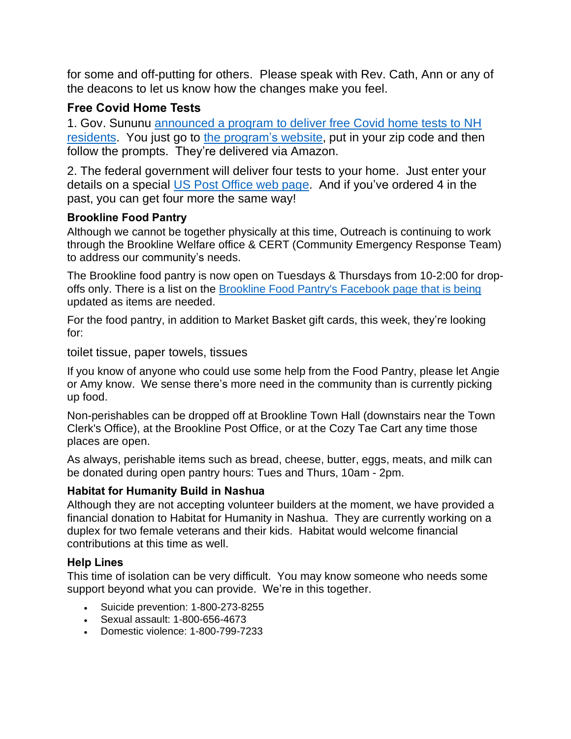for some and off-putting for others. Please speak with Rev. Cath, Ann or any of the deacons to let us know how the changes make you feel.

### Free Covid Home Tests

1. Gov. Sununu announced a program to deliver free Covid home tests to NH residents. You just go to the program's website, put in your zip code and then follow the prompts. They're delivered via Amazon.

2. The federal government will deliver four tests to your home. Just enter your details on a special US Post Office web page. And if you've ordered 4 in the past, you can get four more the same way!

#### Brookline Food Pantry

Although we cannot be together physically at this time, Outreach is continuing to work through the Brookline Welfare office & CERT (Community Emergency Response Team) to address our community's needs.

The Brookline food pantry is now open on Tuesdays & Thursdays from 10-2:00 for drop-offs only. There is a list on the Brookline Food Pantry's Facebook page that is being updated as items are needed.

For the food pantry, in addition to Market Basket gift cards, this week, they're looking for:

toilet tissue, paper towels, tissues

If you know of anyone who could use some help from the Food Pantry, please let Angie or Amy know. We sense there's more need in the community than is currently picking up food.

Non-perishables can be dropped off at Brookline Town Hall (downstairs near the Town Clerk's Office), at the Brookline Post Office, or at the Cozy Tae Cart any time those places are open.

As always, perishable items such as bread, cheese, butter, eggs, meats, and milk can be donated during open pantry hours: Tues and Thurs, 10am - 2pm.

#### Habitat for Humanity Build in Nashua

Although they are not accepting volunteer builders at the moment, we have provided a financial donation to Habitat for Humanity in Nashua. They are currently working on a duplex for two female veterans and their kids. Habitat would welcome financial contributions at this time as well.

#### Help Lines

This time of isolation can be very difficult. You may know someone who needs some support beyond what you can provide. We're in this together.

- Suicide prevention: 1-800-273-8255
- Sexual assault: 1-800-656-4673
- Domestic violence: 1-800-799-7233